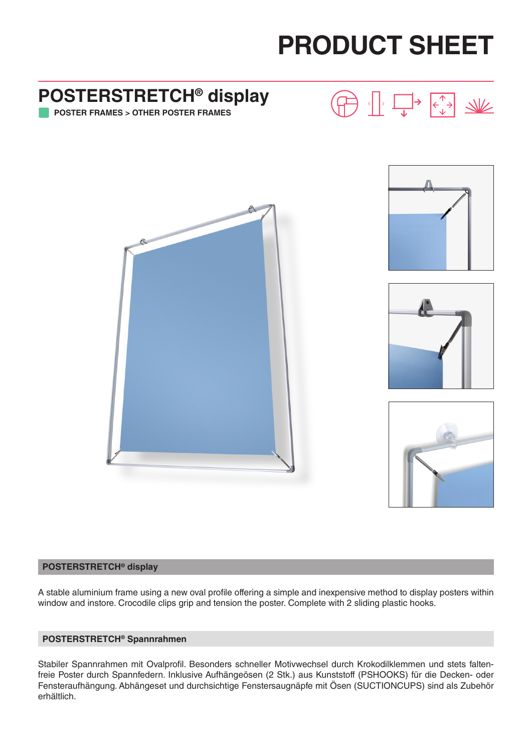# PRODUCT SHEET

## POSTERSTRETCH® display

**POSTER FRAMES > OTHER POSTER FRAMES**

### POSTERSTRETCH® display

A stable aluminium frame using a new oval profile offering a simple and inexpensive method to display posters within window and instore. Crocodile clips grip and tension the poster. Complete with 2 sliding plastic hooks.

### POSTERSTRETCH® Spannrahmen

Stabiler Spannrahmen mit Ovalprofil. Besonders schneller Motivwechsel durch Krokodilklemmen und stets faltenfreie Poster durch Spannfedern. Inklusive Aufhängeösen (2 Stk.) aus Kunststoff (PSHOOKS) für die Decken- oder Fensteraufhängung. Abhängeset und durchsichtige Fenstersaugnäpfe mit Ösen (SUCTIONCUPS) sind als Zubehör erhältlich.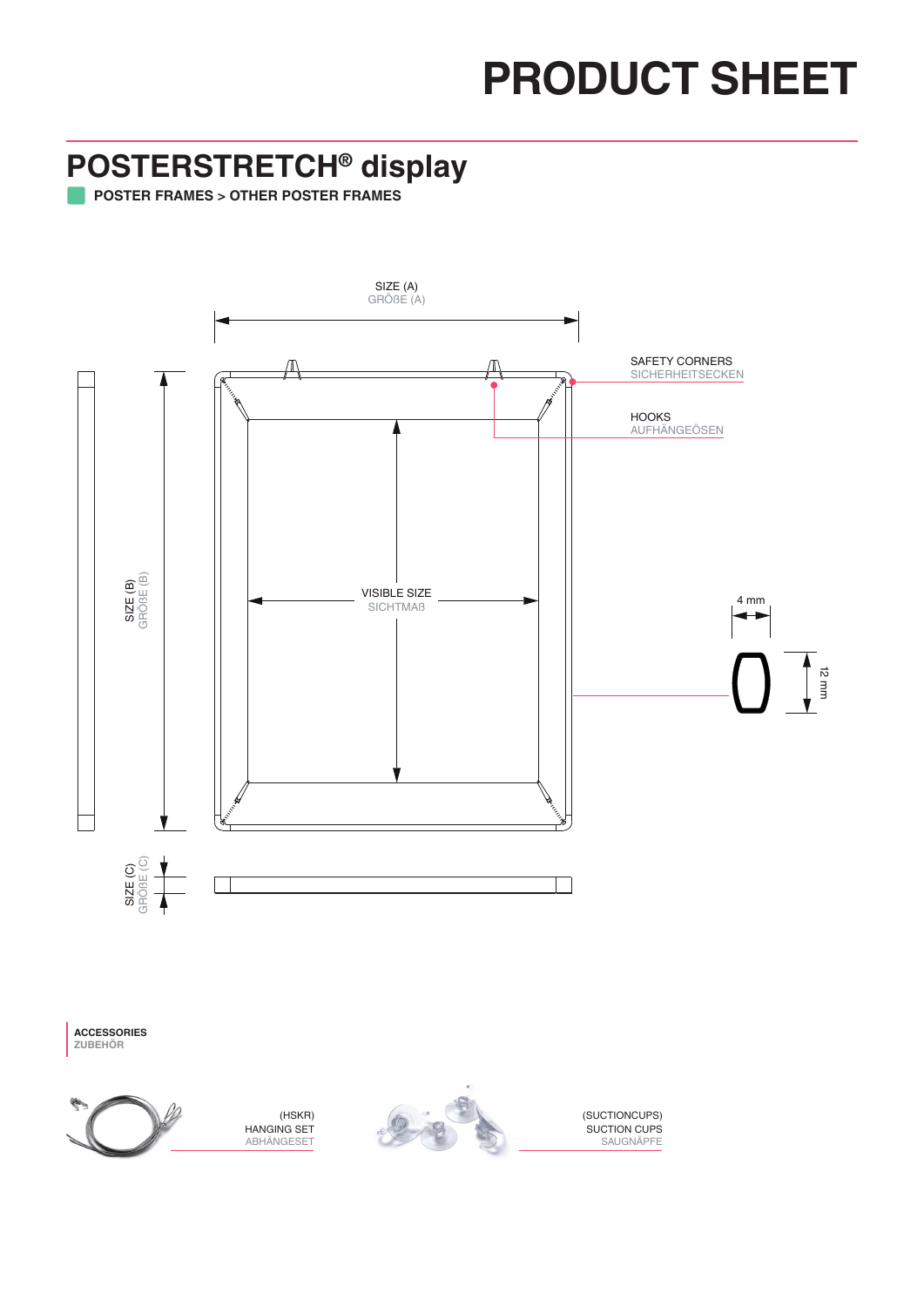# PRODUCT SHEET

## POSTERSTRETCH® display

**POSTER FRAMES > OTHER POSTER FRAMES**

SIZE (A)
GRÖßE (A)

SAFETY CORNERS
SICHERHEITSECKEN

HOOKS
AUFHÄNGEÖSEN

SIZE (B)
GRÖßE (B)

VISIBLE SIZE
SICHTMAß

4 mm

12 mm

SIZE (C)
GRÖßE (C)

**ACCESSORIES**
**ZUBEHÖR**

(HSKR)
HANGING SET
ABHÄNGESET

(SUCTIONCUPS)
SUCTION CUPS
SAUGNÄPFE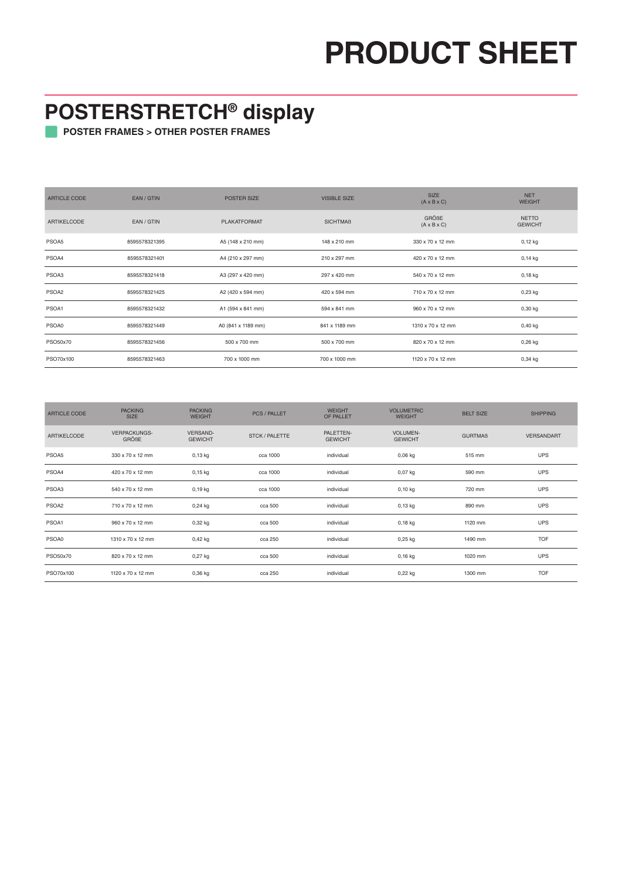# PRODUCT SHEET

## POSTERSTRETCH® display

**POSTER FRAMES > OTHER POSTER FRAMES**

| ARTICLE CODE | EAN / GTIN | POSTER SIZE | VISIBLE SIZE | SIZE (A x B x C) | NET WEIGHT |
|---|---|---|---|---|---|
| ARTIKELCODE | EAN / GTIN | PLAKATFORMAT | SICHTMAß | GRÖßE (A x B x C) | NETTO GEWICHT |
| PSOA5 | 8595578321395 | A5 (148 x 210 mm) | 148 x 210 mm | 330 x 70 x 12 mm | 0,12 kg |
| PSOA4 | 8595578321401 | A4 (210 x 297 mm) | 210 x 297 mm | 420 x 70 x 12 mm | 0,14 kg |
| PSOA3 | 8595578321418 | A3 (297 x 420 mm) | 297 x 420 mm | 540 x 70 x 12 mm | 0,18 kg |
| PSOA2 | 8595578321425 | A2 (420 x 594 mm) | 420 x 594 mm | 710 x 70 x 12 mm | 0,23 kg |
| PSOA1 | 8595578321432 | A1 (594 x 841 mm) | 594 x 841 mm | 960 x 70 x 12 mm | 0,30 kg |
| PSOA0 | 8595578321449 | A0 (841 x 1189 mm) | 841 x 1189 mm | 1310 x 70 x 12 mm | 0,40 kg |
| PSO50x70 | 8595578321456 | 500 x 700 mm | 500 x 700 mm | 820 x 70 x 12 mm | 0,26 kg |
| PSO70x100 | 8595578321463 | 700 x 1000 mm | 700 x 1000 mm | 1120 x 70 x 12 mm | 0,34 kg |

| ARTICLE CODE | PACKING SIZE | PACKING WEIGHT | PCS / PALLET | WEIGHT OF PALLET | VOLUMETRIC WEIGHT | BELT SIZE | SHIPPING |
|---|---|---|---|---|---|---|---|
| ARTIKELCODE | VERPACKUNGS-GRÖßE | VERSAND-GEWICHT | STCK / PALETTE | PALETTEN-GEWICHT | VOLUMEN-GEWICHT | GURTMAß | VERSANDART |
| PSOA5 | 330 x 70 x 12 mm | 0,13 kg | cca 1000 | individual | 0,06 kg | 515 mm | UPS |
| PSOA4 | 420 x 70 x 12 mm | 0,15 kg | cca 1000 | individual | 0,07 kg | 590 mm | UPS |
| PSOA3 | 540 x 70 x 12 mm | 0,19 kg | cca 1000 | individual | 0,10 kg | 720 mm | UPS |
| PSOA2 | 710 x 70 x 12 mm | 0,24 kg | cca 500 | individual | 0,13 kg | 890 mm | UPS |
| PSOA1 | 960 x 70 x 12 mm | 0,32 kg | cca 500 | individual | 0,18 kg | 1120 mm | UPS |
| PSOA0 | 1310 x 70 x 12 mm | 0,42 kg | cca 250 | individual | 0,25 kg | 1490 mm | TOF |
| PSO50x70 | 820 x 70 x 12 mm | 0,27 kg | cca 500 | individual | 0,16 kg | 1020 mm | UPS |
| PSO70x100 | 1120 x 70 x 12 mm | 0,36 kg | cca 250 | individual | 0,22 kg | 1300 mm | TOF |